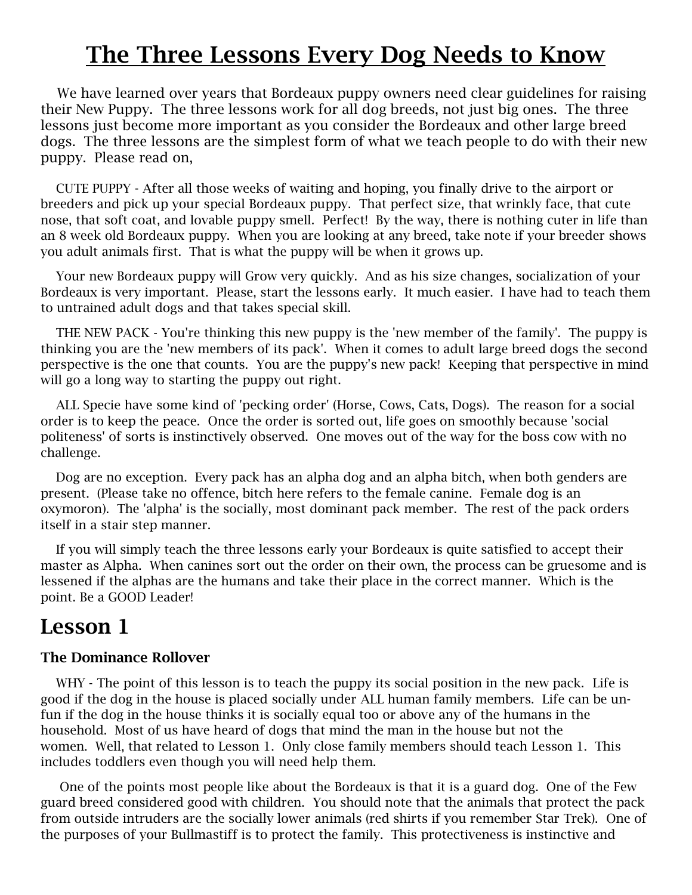# The Three Lessons Every Dog Needs to Know

We have learned over years that Bordeaux puppy owners need clear guidelines for raising their New Puppy. The three lessons work for all dog breeds, not just big ones. The three lessons just become more important as you consider the Bordeaux and other large breed dogs. The three lessons are the simplest form of what we teach people to do with their new puppy. Please read on,

CUTE PUPPY - After all those weeks of waiting and hoping, you finally drive to the airport or breeders and pick up your special Bordeaux puppy. That perfect size, that wrinkly face, that cute nose, that soft coat, and lovable puppy smell. Perfect! By the way, there is nothing cuter in life than an 8 week old Bordeaux puppy. When you are looking at any breed, take note if your breeder shows you adult animals first. That is what the puppy will be when it grows up.

Your new Bordeaux puppy will Grow very quickly. And as his size changes, socialization of your Bordeaux is very important. Please, start the lessons early. It much easier. I have had to teach them to untrained adult dogs and that takes special skill.

THE NEW PACK - You're thinking this new puppy is the 'new member of the family'. The puppy is thinking you are the 'new members of its pack'. When it comes to adult large breed dogs the second perspective is the one that counts. You are the puppy's new pack! Keeping that perspective in mind will go a long way to starting the puppy out right.

ALL Specie have some kind of 'pecking order' (Horse, Cows, Cats, Dogs). The reason for a social order is to keep the peace. Once the order is sorted out, life goes on smoothly because 'social politeness' of sorts is instinctively observed. One moves out of the way for the boss cow with no challenge.

Dog are no exception. Every pack has an alpha dog and an alpha bitch, when both genders are present. (Please take no offence, bitch here refers to the female canine. Female dog is an oxymoron). The 'alpha' is the socially, most dominant pack member. The rest of the pack orders itself in a stair step manner.

If you will simply teach the three lessons early your Bordeaux is quite satisfied to accept their master as Alpha. When canines sort out the order on their own, the process can be gruesome and is lessened if the alphas are the humans and take their place in the correct manner. Which is the point. Be a GOOD Leader!

## Lesson 1

### The Dominance Rollover

WHY - The point of this lesson is to teach the puppy its social position in the new pack. Life is good if the dog in the house is placed socially under ALL human family members. Life can be un-fun if the dog in the house thinks it is socially equal too or above any of the humans in the household. Most of us have heard of dogs that mind the man in the house but not the women. Well, that related to Lesson 1. Only close family members should teach Lesson 1. This includes toddlers even though you will need help them.

One of the points most people like about the Bordeaux is that it is a guard dog. One of the Few guard breed considered good with children. You should note that the animals that protect the pack from outside intruders are the socially lower animals (red shirts if you remember Star Trek). One of the purposes of your Bullmastiff is to protect the family. This protectiveness is instinctive and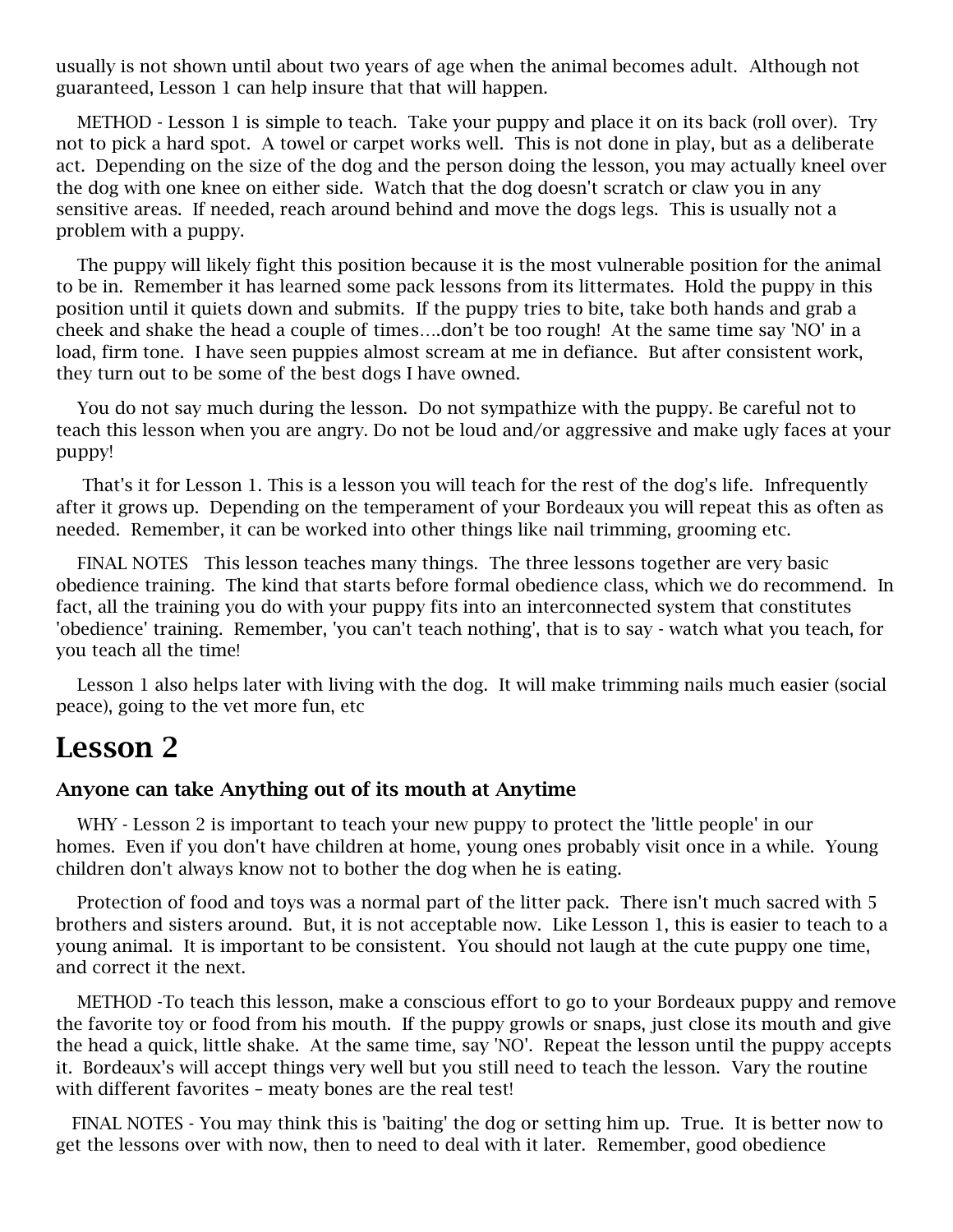usually is not shown until about two years of age when the animal becomes adult. Although not guaranteed, Lesson 1 can help insure that that will happen.

METHOD - Lesson 1 is simple to teach. Take your puppy and place it on its back (roll over). Try not to pick a hard spot. A towel or carpet works well. This is not done in play, but as a deliberate act. Depending on the size of the dog and the person doing the lesson, you may actually kneel over the dog with one knee on either side. Watch that the dog doesn't scratch or claw you in any sensitive areas. If needed, reach around behind and move the dogs legs. This is usually not a problem with a puppy.

The puppy will likely fight this position because it is the most vulnerable position for the animal to be in. Remember it has learned some pack lessons from its littermates. Hold the puppy in this position until it quiets down and submits. If the puppy tries to bite, take both hands and grab a cheek and shake the head a couple of times….don't be too rough! At the same time say 'NO' in a load, firm tone. I have seen puppies almost scream at me in defiance. But after consistent work, they turn out to be some of the best dogs I have owned.

You do not say much during the lesson. Do not sympathize with the puppy. Be careful not to teach this lesson when you are angry. Do not be loud and/or aggressive and make ugly faces at your puppy!

That's it for Lesson 1. This is a lesson you will teach for the rest of the dog's life. Infrequently after it grows up. Depending on the temperament of your Bordeaux you will repeat this as often as needed. Remember, it can be worked into other things like nail trimming, grooming etc.

FINAL NOTES This lesson teaches many things. The three lessons together are very basic obedience training. The kind that starts before formal obedience class, which we do recommend. In fact, all the training you do with your puppy fits into an interconnected system that constitutes 'obedience' training. Remember, 'you can't teach nothing', that is to say - watch what you teach, for you teach all the time!

Lesson 1 also helps later with living with the dog. It will make trimming nails much easier (social peace), going to the vet more fun, etc

# Lesson 2

### Anyone can take Anything out of its mouth at Anytime

WHY - Lesson 2 is important to teach your new puppy to protect the 'little people' in our homes. Even if you don't have children at home, young ones probably visit once in a while. Young children don't always know not to bother the dog when he is eating.

Protection of food and toys was a normal part of the litter pack. There isn't much sacred with 5 brothers and sisters around. But, it is not acceptable now. Like Lesson 1, this is easier to teach to a young animal. It is important to be consistent. You should not laugh at the cute puppy one time, and correct it the next.

METHOD -To teach this lesson, make a conscious effort to go to your Bordeaux puppy and remove the favorite toy or food from his mouth. If the puppy growls or snaps, just close its mouth and give the head a quick, little shake. At the same time, say 'NO'. Repeat the lesson until the puppy accepts it. Bordeaux's will accept things very well but you still need to teach the lesson. Vary the routine with different favorites – meaty bones are the real test!

FINAL NOTES - You may think this is 'baiting' the dog or setting him up. True. It is better now to get the lessons over with now, then to need to deal with it later. Remember, good obedience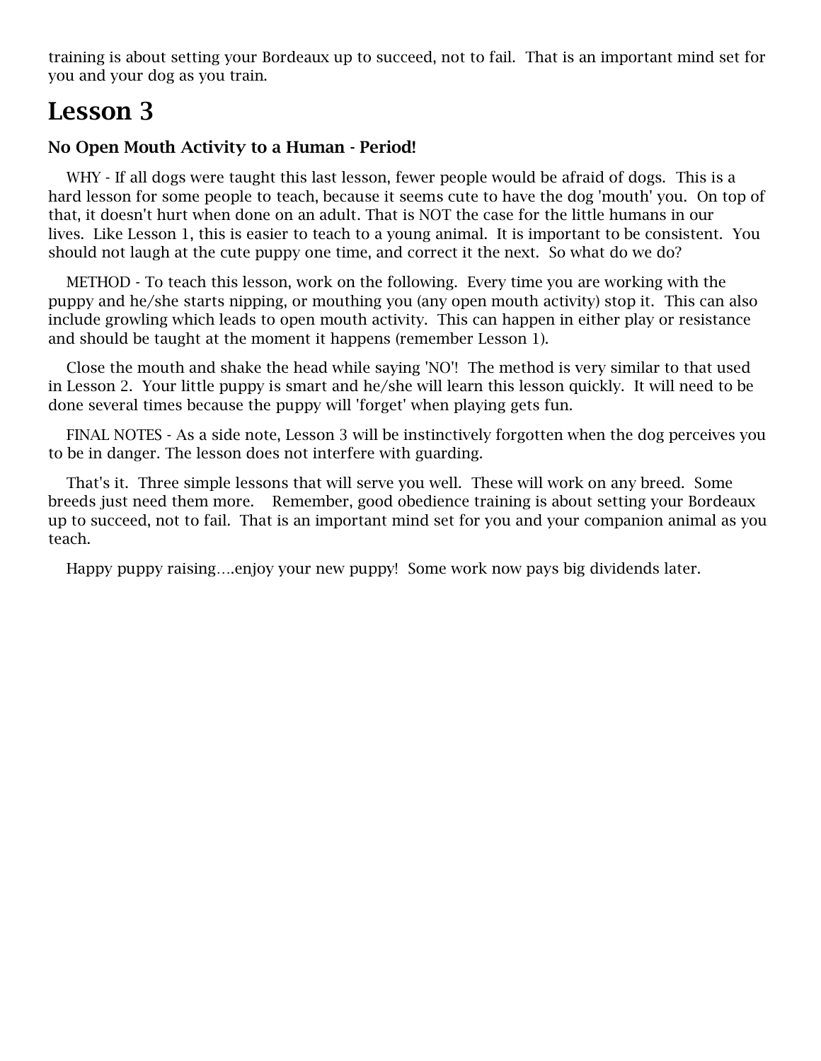training is about setting your Bordeaux up to succeed, not to fail. That is an important mind set for you and your dog as you train.

# Lesson 3

### No Open Mouth Activity to a Human - Period!

WHY - If all dogs were taught this last lesson, fewer people would be afraid of dogs. This is a hard lesson for some people to teach, because it seems cute to have the dog 'mouth' you. On top of that, it doesn't hurt when done on an adult. That is NOT the case for the little humans in our lives. Like Lesson 1, this is easier to teach to a young animal. It is important to be consistent. You should not laugh at the cute puppy one time, and correct it the next. So what do we do?

METHOD - To teach this lesson, work on the following. Every time you are working with the puppy and he/she starts nipping, or mouthing you (any open mouth activity) stop it. This can also include growling which leads to open mouth activity. This can happen in either play or resistance and should be taught at the moment it happens (remember Lesson 1).

Close the mouth and shake the head while saying 'NO'! The method is very similar to that used in Lesson 2. Your little puppy is smart and he/she will learn this lesson quickly. It will need to be done several times because the puppy will 'forget' when playing gets fun.

FINAL NOTES - As a side note, Lesson 3 will be instinctively forgotten when the dog perceives you to be in danger. The lesson does not interfere with guarding.

That's it. Three simple lessons that will serve you well. These will work on any breed. Some breeds just need them more. Remember, good obedience training is about setting your Bordeaux up to succeed, not to fail. That is an important mind set for you and your companion animal as you teach.

Happy puppy raising….enjoy your new puppy! Some work now pays big dividends later.